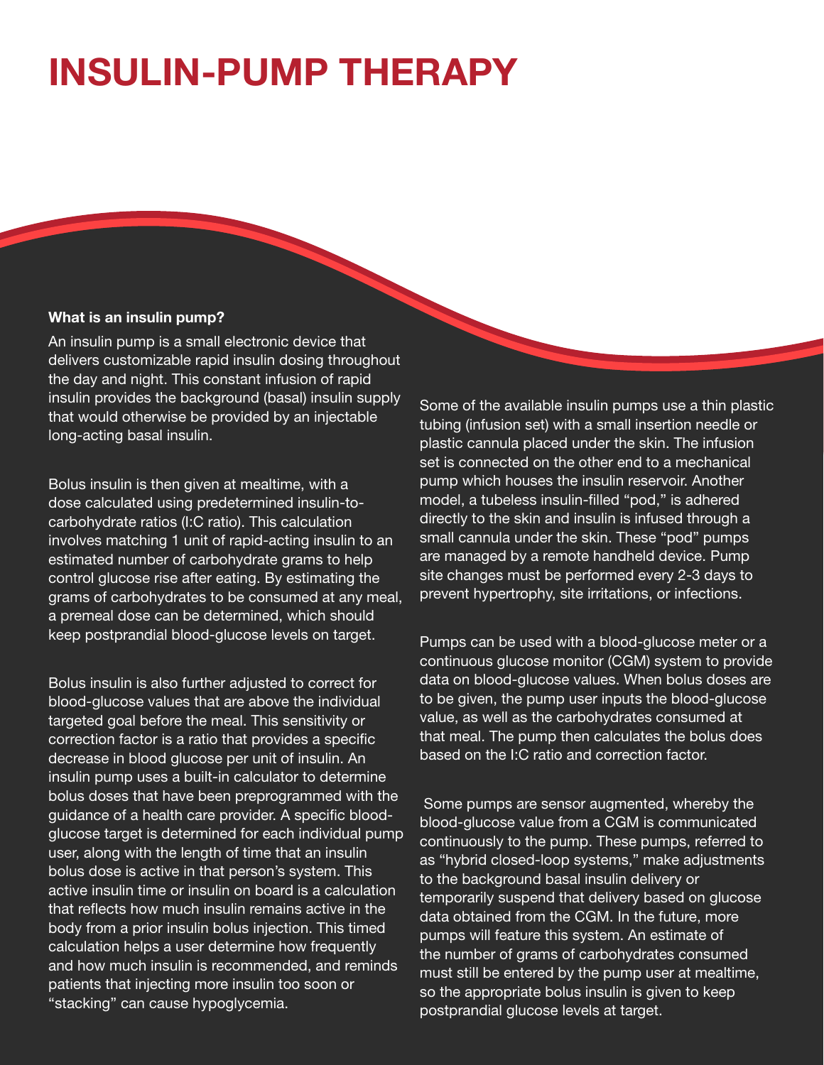# INSULIN-PUMP THERAPY

**What is an insulin pump?**

An insulin pump is a small electronic device that delivers customizable rapid insulin dosing throughout the day and night. This constant infusion of rapid insulin provides the background (basal) insulin supply that would otherwise be provided by an injectable long-acting basal insulin.

Bolus insulin is then given at mealtime, with a dose calculated using predetermined insulin-to-carbohydrate ratios (I:C ratio). This calculation involves matching 1 unit of rapid-acting insulin to an estimated number of carbohydrate grams to help control glucose rise after eating. By estimating the grams of carbohydrates to be consumed at any meal, a premeal dose can be determined, which should keep postprandial blood-glucose levels on target.

Bolus insulin is also further adjusted to correct for blood-glucose values that are above the individual targeted goal before the meal. This sensitivity or correction factor is a ratio that provides a specific decrease in blood glucose per unit of insulin. An insulin pump uses a built-in calculator to determine bolus doses that have been preprogrammed with the guidance of a health care provider. A specific blood-glucose target is determined for each individual pump user, along with the length of time that an insulin bolus dose is active in that person's system. This active insulin time or insulin on board is a calculation that reflects how much insulin remains active in the body from a prior insulin bolus injection. This timed calculation helps a user determine how frequently and how much insulin is recommended, and reminds patients that injecting more insulin too soon or "stacking" can cause hypoglycemia.

Some of the available insulin pumps use a thin plastic tubing (infusion set) with a small insertion needle or plastic cannula placed under the skin. The infusion set is connected on the other end to a mechanical pump which houses the insulin reservoir. Another model, a tubeless insulin-filled "pod," is adhered directly to the skin and insulin is infused through a small cannula under the skin. These "pod" pumps are managed by a remote handheld device. Pump site changes must be performed every 2-3 days to prevent hypertrophy, site irritations, or infections.

Pumps can be used with a blood-glucose meter or a continuous glucose monitor (CGM) system to provide data on blood-glucose values. When bolus doses are to be given, the pump user inputs the blood-glucose value, as well as the carbohydrates consumed at that meal. The pump then calculates the bolus does based on the I:C ratio and correction factor.

Some pumps are sensor augmented, whereby the blood-glucose value from a CGM is communicated continuously to the pump. These pumps, referred to as "hybrid closed-loop systems," make adjustments to the background basal insulin delivery or temporarily suspend that delivery based on glucose data obtained from the CGM. In the future, more pumps will feature this system. An estimate of the number of grams of carbohydrates consumed must still be entered by the pump user at mealtime, so the appropriate bolus insulin is given to keep postprandial glucose levels at target.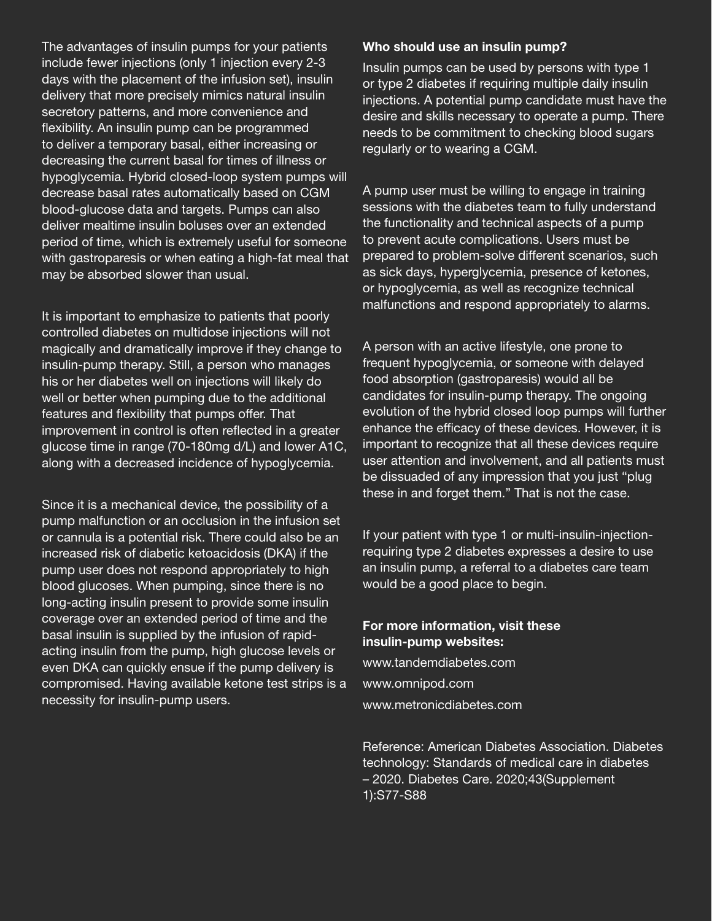The advantages of insulin pumps for your patients include fewer injections (only 1 injection every 2-3 days with the placement of the infusion set), insulin delivery that more precisely mimics natural insulin secretory patterns, and more convenience and flexibility. An insulin pump can be programmed to deliver a temporary basal, either increasing or decreasing the current basal for times of illness or hypoglycemia. Hybrid closed-loop system pumps will decrease basal rates automatically based on CGM blood-glucose data and targets. Pumps can also deliver mealtime insulin boluses over an extended period of time, which is extremely useful for someone with gastroparesis or when eating a high-fat meal that may be absorbed slower than usual.

It is important to emphasize to patients that poorly controlled diabetes on multidose injections will not magically and dramatically improve if they change to insulin-pump therapy. Still, a person who manages his or her diabetes well on injections will likely do well or better when pumping due to the additional features and flexibility that pumps offer. That improvement in control is often reflected in a greater glucose time in range (70-180mg d/L) and lower A1C, along with a decreased incidence of hypoglycemia.

Since it is a mechanical device, the possibility of a pump malfunction or an occlusion in the infusion set or cannula is a potential risk. There could also be an increased risk of diabetic ketoacidosis (DKA) if the pump user does not respond appropriately to high blood glucoses. When pumping, since there is no long-acting insulin present to provide some insulin coverage over an extended period of time and the basal insulin is supplied by the infusion of rapid-acting insulin from the pump, high glucose levels or even DKA can quickly ensue if the pump delivery is compromised. Having available ketone test strips is a necessity for insulin-pump users.

**Who should use an insulin pump?**

Insulin pumps can be used by persons with type 1 or type 2 diabetes if requiring multiple daily insulin injections. A potential pump candidate must have the desire and skills necessary to operate a pump. There needs to be commitment to checking blood sugars regularly or to wearing a CGM.

A pump user must be willing to engage in training sessions with the diabetes team to fully understand the functionality and technical aspects of a pump to prevent acute complications. Users must be prepared to problem-solve different scenarios, such as sick days, hyperglycemia, presence of ketones, or hypoglycemia, as well as recognize technical malfunctions and respond appropriately to alarms.

A person with an active lifestyle, one prone to frequent hypoglycemia, or someone with delayed food absorption (gastroparesis) would all be candidates for insulin-pump therapy. The ongoing evolution of the hybrid closed loop pumps will further enhance the efficacy of these devices. However, it is important to recognize that all these devices require user attention and involvement, and all patients must be dissuaded of any impression that you just "plug these in and forget them." That is not the case.

If your patient with type 1 or multi-insulin-injection-requiring type 2 diabetes expresses a desire to use an insulin pump, a referral to a diabetes care team would be a good place to begin.

**For more information, visit these insulin-pump websites:**

www.tandemdiabetes.com

www.omnipod.com

www.metronicdiabetes.com

Reference: American Diabetes Association. Diabetes technology: Standards of medical care in diabetes – 2020. Diabetes Care. 2020;43(Supplement 1):S77-S88